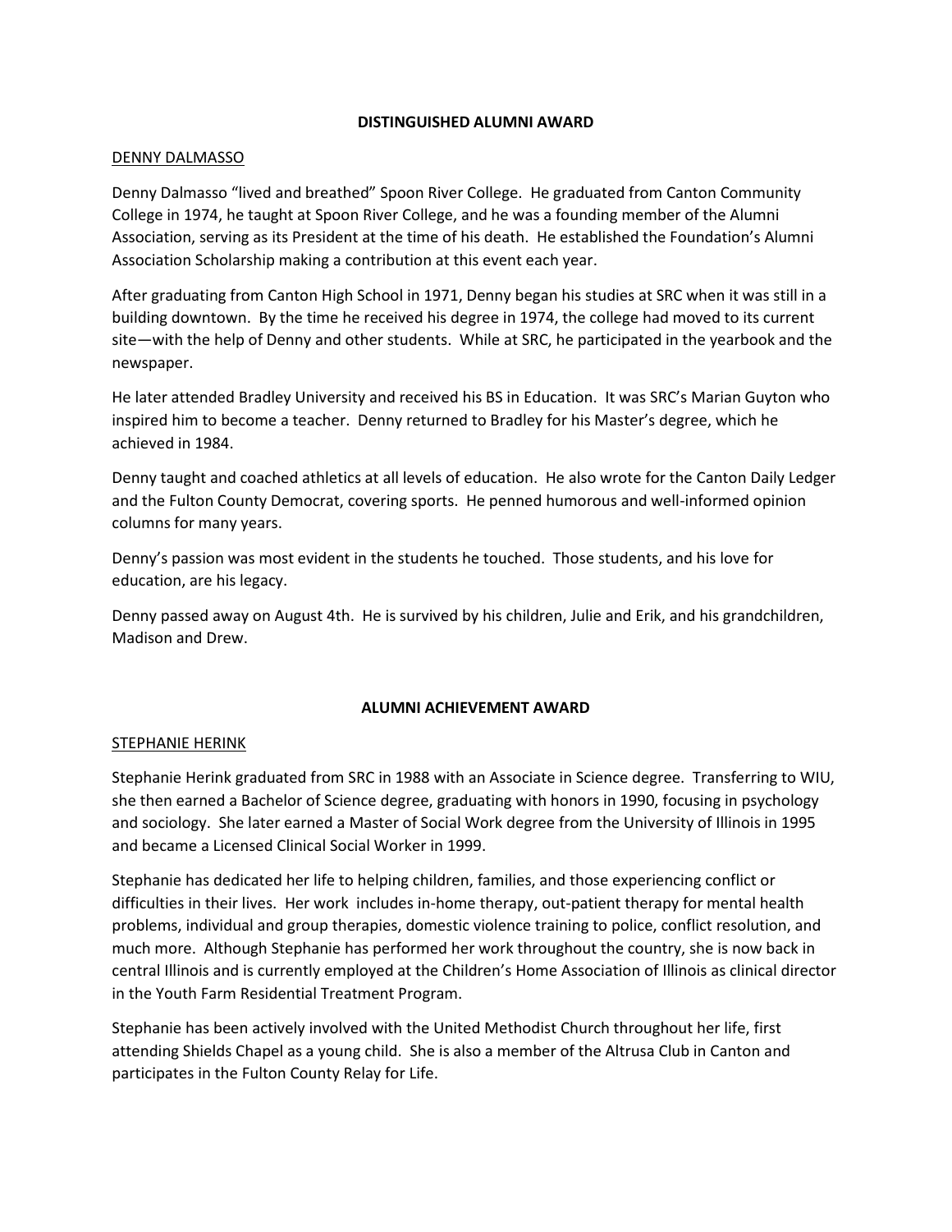## DISTINGUISHED ALUMNI AWARD

DENNY DALMASSO

Denny Dalmasso "lived and breathed" Spoon River College. He graduated from Canton Community College in 1974, he taught at Spoon River College, and he was a founding member of the Alumni Association, serving as its President at the time of his death. He established the Foundation's Alumni Association Scholarship making a contribution at this event each year.

After graduating from Canton High School in 1971, Denny began his studies at SRC when it was still in a building downtown. By the time he received his degree in 1974, the college had moved to its current site—with the help of Denny and other students. While at SRC, he participated in the yearbook and the newspaper.

He later attended Bradley University and received his BS in Education. It was SRC's Marian Guyton who inspired him to become a teacher. Denny returned to Bradley for his Master's degree, which he achieved in 1984.

Denny taught and coached athletics at all levels of education. He also wrote for the Canton Daily Ledger and the Fulton County Democrat, covering sports. He penned humorous and well-informed opinion columns for many years.

Denny's passion was most evident in the students he touched. Those students, and his love for education, are his legacy.

Denny passed away on August 4th. He is survived by his children, Julie and Erik, and his grandchildren, Madison and Drew.

## ALUMNI ACHIEVEMENT AWARD

STEPHANIE HERINK

Stephanie Herink graduated from SRC in 1988 with an Associate in Science degree. Transferring to WIU, she then earned a Bachelor of Science degree, graduating with honors in 1990, focusing in psychology and sociology. She later earned a Master of Social Work degree from the University of Illinois in 1995 and became a Licensed Clinical Social Worker in 1999.

Stephanie has dedicated her life to helping children, families, and those experiencing conflict or difficulties in their lives. Her work includes in-home therapy, out-patient therapy for mental health problems, individual and group therapies, domestic violence training to police, conflict resolution, and much more. Although Stephanie has performed her work throughout the country, she is now back in central Illinois and is currently employed at the Children's Home Association of Illinois as clinical director in the Youth Farm Residential Treatment Program.

Stephanie has been actively involved with the United Methodist Church throughout her life, first attending Shields Chapel as a young child. She is also a member of the Altrusa Club in Canton and participates in the Fulton County Relay for Life.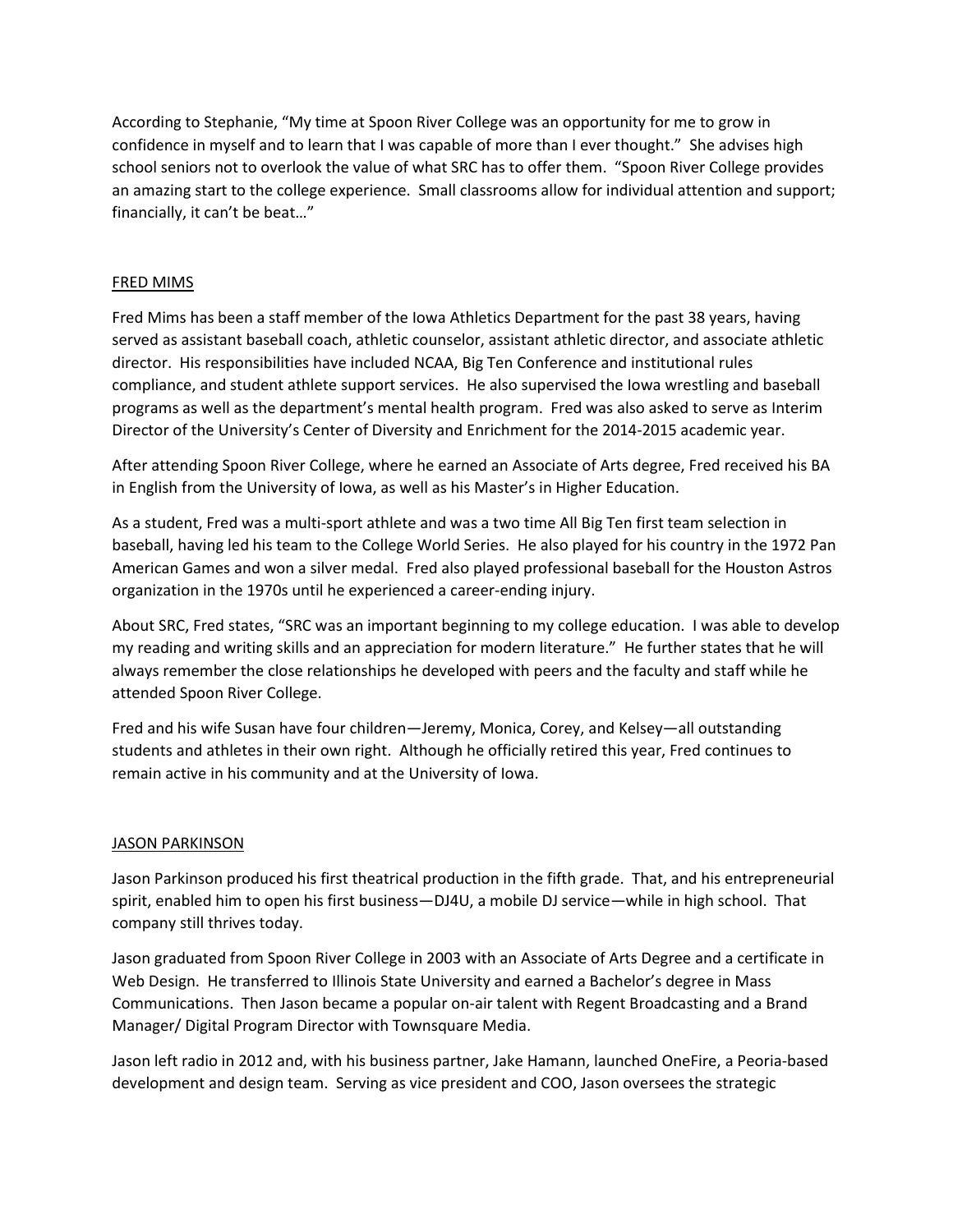According to Stephanie, "My time at Spoon River College was an opportunity for me to grow in confidence in myself and to learn that I was capable of more than I ever thought." She advises high school seniors not to overlook the value of what SRC has to offer them. "Spoon River College provides an amazing start to the college experience. Small classrooms allow for individual attention and support; financially, it can't be beat…"

## FRED MIMS

Fred Mims has been a staff member of the Iowa Athletics Department for the past 38 years, having served as assistant baseball coach, athletic counselor, assistant athletic director, and associate athletic director. His responsibilities have included NCAA, Big Ten Conference and institutional rules compliance, and student athlete support services. He also supervised the Iowa wrestling and baseball programs as well as the department's mental health program. Fred was also asked to serve as Interim Director of the University's Center of Diversity and Enrichment for the 2014-2015 academic year.

After attending Spoon River College, where he earned an Associate of Arts degree, Fred received his BA in English from the University of Iowa, as well as his Master's in Higher Education.

As a student, Fred was a multi-sport athlete and was a two time All Big Ten first team selection in baseball, having led his team to the College World Series. He also played for his country in the 1972 Pan American Games and won a silver medal. Fred also played professional baseball for the Houston Astros organization in the 1970s until he experienced a career-ending injury.

About SRC, Fred states, "SRC was an important beginning to my college education. I was able to develop my reading and writing skills and an appreciation for modern literature." He further states that he will always remember the close relationships he developed with peers and the faculty and staff while he attended Spoon River College.

Fred and his wife Susan have four children—Jeremy, Monica, Corey, and Kelsey—all outstanding students and athletes in their own right. Although he officially retired this year, Fred continues to remain active in his community and at the University of Iowa.

## JASON PARKINSON

Jason Parkinson produced his first theatrical production in the fifth grade. That, and his entrepreneurial spirit, enabled him to open his first business—DJ4U, a mobile DJ service—while in high school. That company still thrives today.

Jason graduated from Spoon River College in 2003 with an Associate of Arts Degree and a certificate in Web Design. He transferred to Illinois State University and earned a Bachelor's degree in Mass Communications. Then Jason became a popular on-air talent with Regent Broadcasting and a Brand Manager/ Digital Program Director with Townsquare Media.

Jason left radio in 2012 and, with his business partner, Jake Hamann, launched OneFire, a Peoria-based development and design team. Serving as vice president and COO, Jason oversees the strategic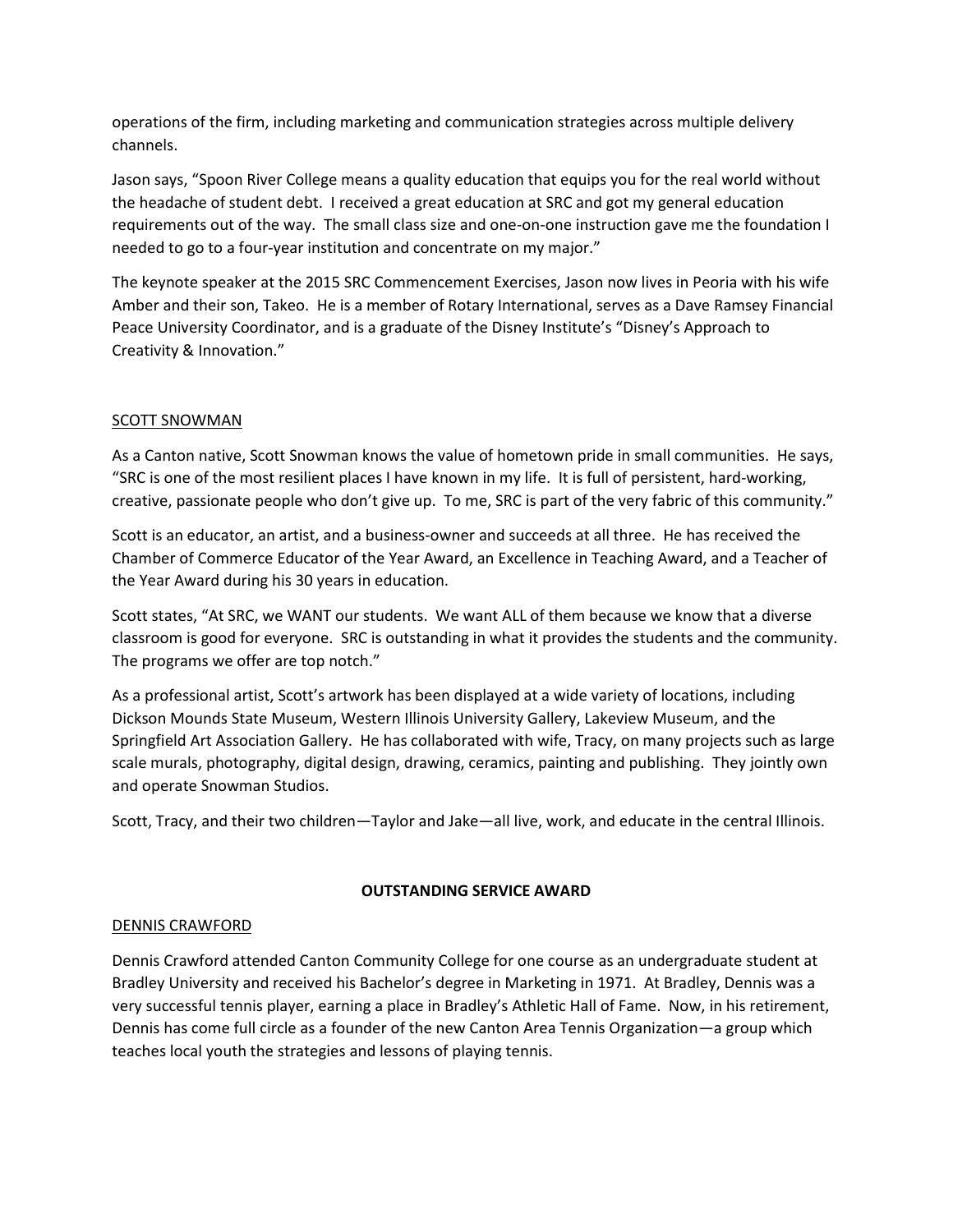operations of the firm, including marketing and communication strategies across multiple delivery channels.

Jason says, "Spoon River College means a quality education that equips you for the real world without the headache of student debt. I received a great education at SRC and got my general education requirements out of the way. The small class size and one-on-one instruction gave me the foundation I needed to go to a four-year institution and concentrate on my major."

The keynote speaker at the 2015 SRC Commencement Exercises, Jason now lives in Peoria with his wife Amber and their son, Takeo. He is a member of Rotary International, serves as a Dave Ramsey Financial Peace University Coordinator, and is a graduate of the Disney Institute's "Disney's Approach to Creativity & Innovation."

<u>SCOTT SNOWMAN</u>

As a Canton native, Scott Snowman knows the value of hometown pride in small communities. He says, "SRC is one of the most resilient places I have known in my life. It is full of persistent, hard-working, creative, passionate people who don't give up. To me, SRC is part of the very fabric of this community."

Scott is an educator, an artist, and a business-owner and succeeds at all three. He has received the Chamber of Commerce Educator of the Year Award, an Excellence in Teaching Award, and a Teacher of the Year Award during his 30 years in education.

Scott states, "At SRC, we WANT our students. We want ALL of them because we know that a diverse classroom is good for everyone. SRC is outstanding in what it provides the students and the community. The programs we offer are top notch."

As a professional artist, Scott's artwork has been displayed at a wide variety of locations, including Dickson Mounds State Museum, Western Illinois University Gallery, Lakeview Museum, and the Springfield Art Association Gallery. He has collaborated with wife, Tracy, on many projects such as large scale murals, photography, digital design, drawing, ceramics, painting and publishing. They jointly own and operate Snowman Studios.

Scott, Tracy, and their two children—Taylor and Jake—all live, work, and educate in the central Illinois.

**OUTSTANDING SERVICE AWARD**

<u>DENNIS CRAWFORD</u>

Dennis Crawford attended Canton Community College for one course as an undergraduate student at Bradley University and received his Bachelor's degree in Marketing in 1971. At Bradley, Dennis was a very successful tennis player, earning a place in Bradley's Athletic Hall of Fame. Now, in his retirement, Dennis has come full circle as a founder of the new Canton Area Tennis Organization—a group which teaches local youth the strategies and lessons of playing tennis.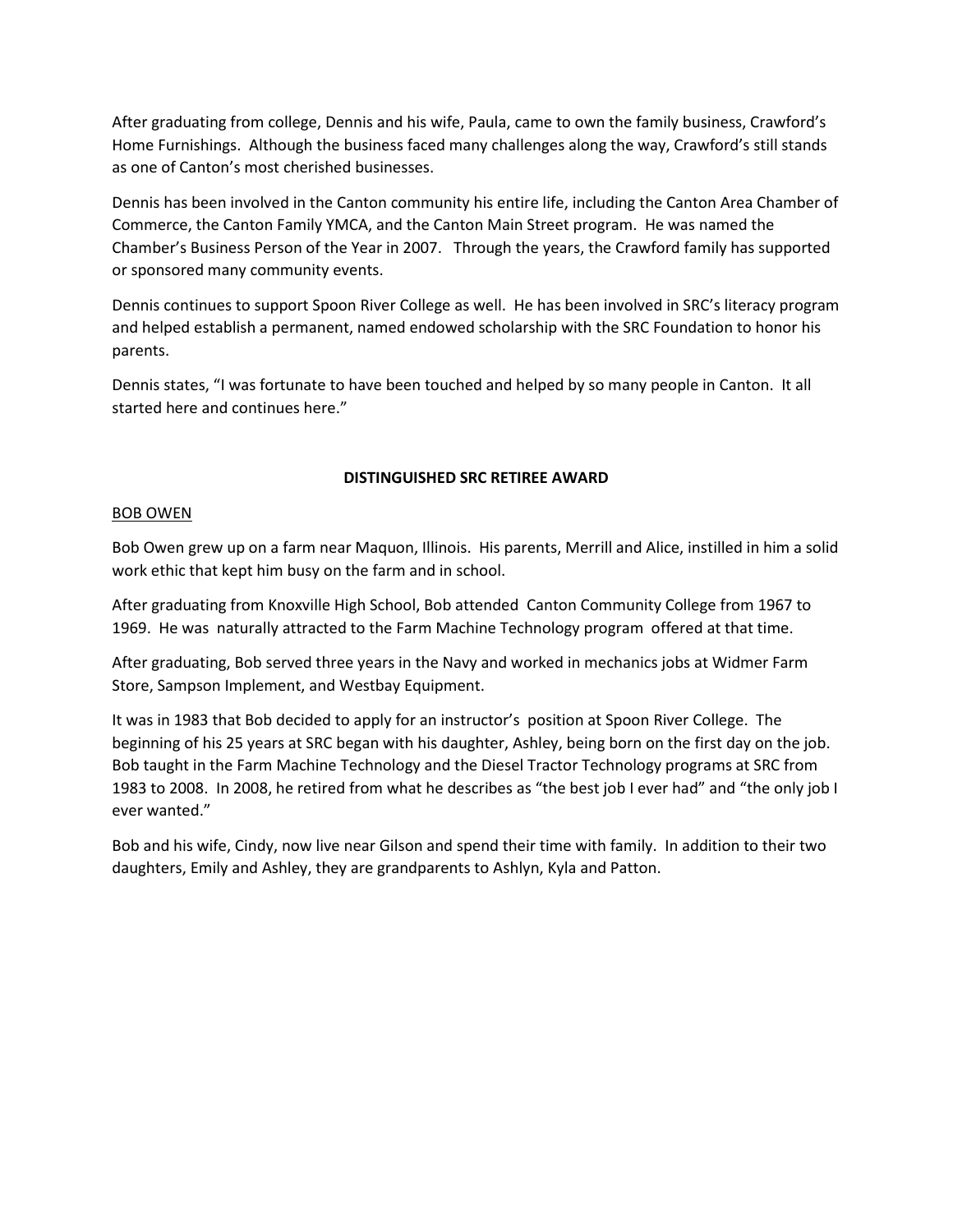After graduating from college, Dennis and his wife, Paula, came to own the family business, Crawford's Home Furnishings. Although the business faced many challenges along the way, Crawford's still stands as one of Canton's most cherished businesses.

Dennis has been involved in the Canton community his entire life, including the Canton Area Chamber of Commerce, the Canton Family YMCA, and the Canton Main Street program. He was named the Chamber's Business Person of the Year in 2007. Through the years, the Crawford family has supported or sponsored many community events.

Dennis continues to support Spoon River College as well. He has been involved in SRC's literacy program and helped establish a permanent, named endowed scholarship with the SRC Foundation to honor his parents.

Dennis states, "I was fortunate to have been touched and helped by so many people in Canton. It all started here and continues here."

## DISTINGUISHED SRC RETIREE AWARD

<u>BOB OWEN</u>

Bob Owen grew up on a farm near Maquon, Illinois. His parents, Merrill and Alice, instilled in him a solid work ethic that kept him busy on the farm and in school.

After graduating from Knoxville High School, Bob attended Canton Community College from 1967 to 1969. He was naturally attracted to the Farm Machine Technology program offered at that time.

After graduating, Bob served three years in the Navy and worked in mechanics jobs at Widmer Farm Store, Sampson Implement, and Westbay Equipment.

It was in 1983 that Bob decided to apply for an instructor's position at Spoon River College. The beginning of his 25 years at SRC began with his daughter, Ashley, being born on the first day on the job. Bob taught in the Farm Machine Technology and the Diesel Tractor Technology programs at SRC from 1983 to 2008. In 2008, he retired from what he describes as "the best job I ever had" and "the only job I ever wanted."

Bob and his wife, Cindy, now live near Gilson and spend their time with family. In addition to their two daughters, Emily and Ashley, they are grandparents to Ashlyn, Kyla and Patton.